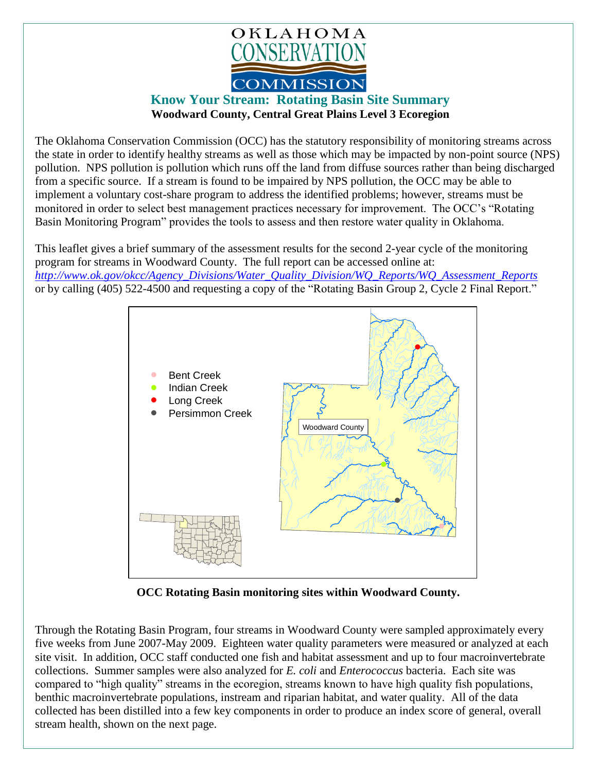# Know Your Stream: Rotating Basin Site Summary

**Woodward County, Central Great Plains Level 3 Ecoregion**

The Oklahoma Conservation Commission (OCC) has the statutory responsibility of monitoring streams across the state in order to identify healthy streams as well as those which may be impacted by non-point source (NPS) pollution. NPS pollution is pollution which runs off the land from diffuse sources rather than being discharged from a specific source. If a stream is found to be impaired by NPS pollution, the OCC may be able to implement a voluntary cost-share program to address the identified problems; however, streams must be monitored in order to select best management practices necessary for improvement. The OCC's "Rotating Basin Monitoring Program" provides the tools to assess and then restore water quality in Oklahoma.

This leaflet gives a brief summary of the assessment results for the second 2-year cycle of the monitoring program for streams in Woodward County. The full report can be accessed online at: *http://www.ok.gov/okcc/Agency_Divisions/Water_Quality_Division/WQ_Reports/WQ_Assessment_Reports* or by calling (405) 522-4500 and requesting a copy of the "Rotating Basin Group 2, Cycle 2 Final Report."

- Bent Creek
- Indian Creek
- Long Creek
- Persimmon Creek

Woodward County

**OCC Rotating Basin monitoring sites within Woodward County.**

Through the Rotating Basin Program, four streams in Woodward County were sampled approximately every five weeks from June 2007-May 2009. Eighteen water quality parameters were measured or analyzed at each site visit. In addition, OCC staff conducted one fish and habitat assessment and up to four macroinvertebrate collections. Summer samples were also analyzed for *E. coli* and *Enterococcus* bacteria. Each site was compared to "high quality" streams in the ecoregion, streams known to have high quality fish populations, benthic macroinvertebrate populations, instream and riparian habitat, and water quality. All of the data collected has been distilled into a few key components in order to produce an index score of general, overall stream health, shown on the next page.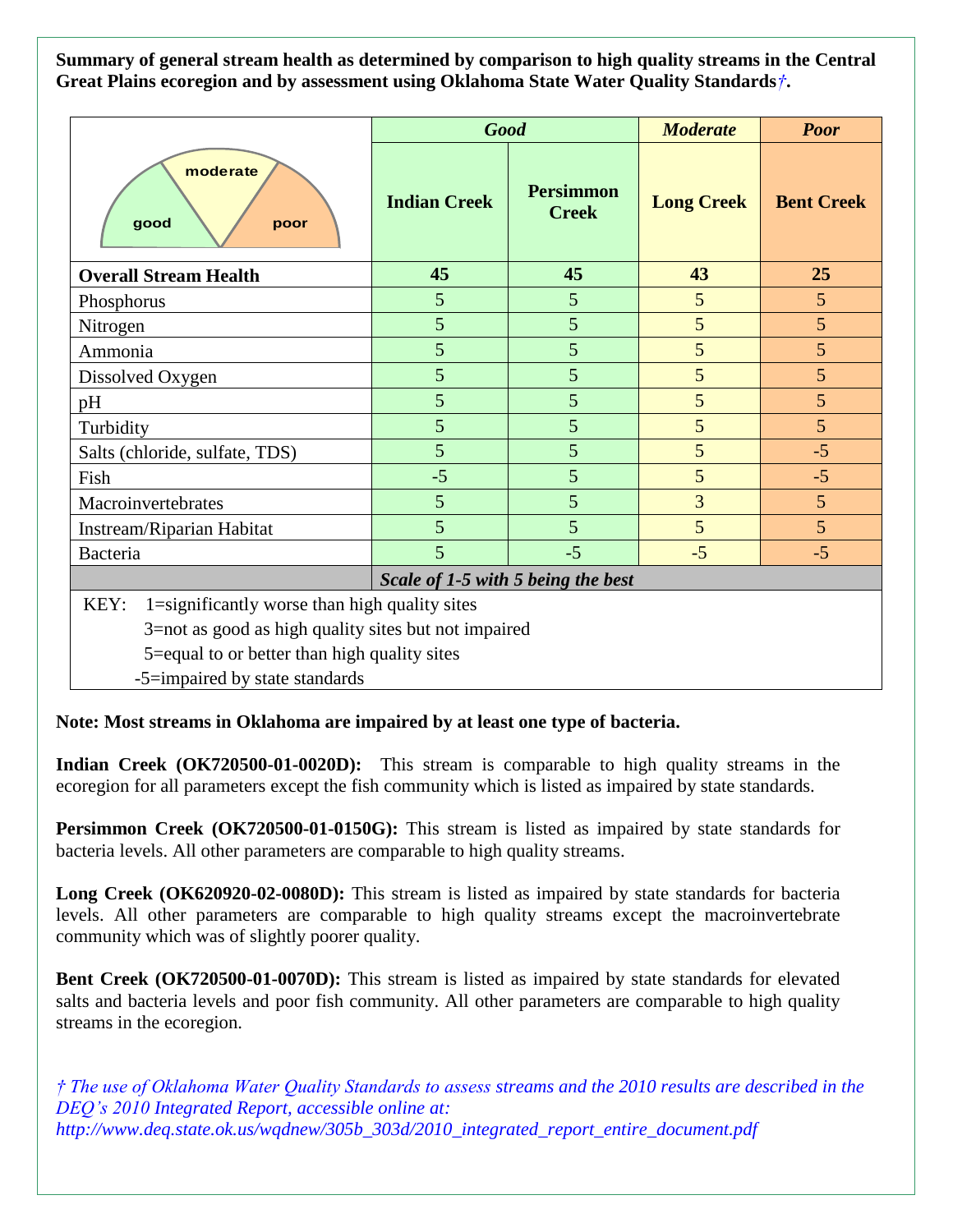**Summary of general stream health as determined by comparison to high quality streams in the Central Great Plains ecoregion and by assessment using Oklahoma State Water Quality Standards†.**

| | *Good* | | *Moderate* | *Poor* |
|---|---|---|---|---|
| good / moderate / poor | **Indian Creek** | **Persimmon Creek** | **Long Creek** | **Bent Creek** |
| **Overall Stream Health** | **45** | **45** | **43** | **25** |
| Phosphorus | 5 | 5 | 5 | 5 |
| Nitrogen | 5 | 5 | 5 | 5 |
| Ammonia | 5 | 5 | 5 | 5 |
| Dissolved Oxygen | 5 | 5 | 5 | 5 |
| pH | 5 | 5 | 5 | 5 |
| Turbidity | 5 | 5 | 5 | 5 |
| Salts (chloride, sulfate, TDS) | 5 | 5 | 5 | -5 |
| Fish | -5 | 5 | 5 | -5 |
| Macroinvertebrates | 5 | 5 | 3 | 5 |
| Instream/Riparian Habitat | 5 | 5 | 5 | 5 |
| Bacteria | 5 | -5 | -5 | -5 |
| | ***Scale of 1-5 with 5 being the best*** | | | |

KEY:
- 1=significantly worse than high quality sites
- 3=not as good as high quality sites but not impaired
- 5=equal to or better than high quality sites
- -5=impaired by state standards

**Note: Most streams in Oklahoma are impaired by at least one type of bacteria.**

**Indian Creek (OK720500-01-0020D):** This stream is comparable to high quality streams in the ecoregion for all parameters except the fish community which is listed as impaired by state standards.

**Persimmon Creek (OK720500-01-0150G):** This stream is listed as impaired by state standards for bacteria levels. All other parameters are comparable to high quality streams.

**Long Creek (OK620920-02-0080D):** This stream is listed as impaired by state standards for bacteria levels. All other parameters are comparable to high quality streams except the macroinvertebrate community which was of slightly poorer quality.

**Bent Creek (OK720500-01-0070D):** This stream is listed as impaired by state standards for elevated salts and bacteria levels and poor fish community. All other parameters are comparable to high quality streams in the ecoregion.

*† The use of Oklahoma Water Quality Standards to assess streams and the 2010 results are described in the DEQ's 2010 Integrated Report, accessible online at: http://www.deq.state.ok.us/wqdnew/305b_303d/2010_integrated_report_entire_document.pdf*